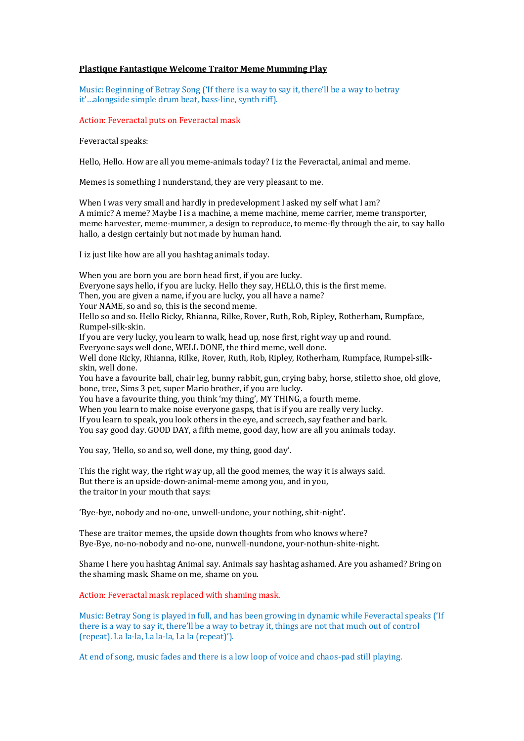**Plastique Fantastique Welcome Traitor Meme Mumming Play**

Music: Beginning of Betray Song ('If there is a way to say it, there'll be a way to betray it'…alongside simple drum beat, bass-line, synth riff).

Action: Feveractal puts on Feveractal mask

Feveractal speaks:

Hello, Hello. How are all you meme-animals today? I iz the Feveractal, animal and meme.

Memes is something I nunderstand, they are very pleasant to me.

When I was very small and hardly in predevelopment I asked my self what I am?
A mimic? A meme? Maybe I is a machine, a meme machine, meme carrier, meme transporter, meme harvester, meme-mummer, a design to reproduce, to meme-fly through the air, to say hallo hallo, a design certainly but not made by human hand.

I iz just like how are all you hashtag animals today.

When you are born you are born head first, if you are lucky.
Everyone says hello, if you are lucky. Hello they say, HELLO, this is the first meme.
Then, you are given a name, if you are lucky, you all have a name?
Your NAME, so and so, this is the second meme.
Hello so and so. Hello Ricky, Rhianna, Rilke, Rover, Ruth, Rob, Ripley, Rotherham, Rumpface, Rumpel-silk-skin.
If you are very lucky, you learn to walk, head up, nose first, right way up and round.
Everyone says well done, WELL DONE, the third meme, well done.
Well done Ricky, Rhianna, Rilke, Rover, Ruth, Rob, Ripley, Rotherham, Rumpface, Rumpel-silk-skin, well done.
You have a favourite ball, chair leg, bunny rabbit, gun, crying baby, horse, stiletto shoe, old glove, bone, tree, Sims 3 pet, super Mario brother, if you are lucky.
You have a favourite thing, you think 'my thing', MY THING, a fourth meme.
When you learn to make noise everyone gasps, that is if you are really very lucky.
If you learn to speak, you look others in the eye, and screech, say feather and bark.
You say good day. GOOD DAY, a fifth meme, good day, how are all you animals today.

You say, 'Hello, so and so, well done, my thing, good day'.

This the right way, the right way up, all the good memes, the way it is always said.
But there is an upside-down-animal-meme among you, and in you,
the traitor in your mouth that says:

'Bye-bye, nobody and no-one, unwell-undone, your nothing, shit-night'.

These are traitor memes, the upside down thoughts from who knows where?
Bye-Bye, no-no-nobody and no-one, nunwell-nundone, your-nothun-shite-night.

Shame I here you hashtag Animal say. Animals say hashtag ashamed. Are you ashamed? Bring on the shaming mask. Shame on me, shame on you.

Action: Feveractal mask replaced with shaming mask.

Music: Betray Song is played in full, and has been growing in dynamic while Feveractal speaks ('If there is a way to say it, there'll be a way to betray it, things are not that much out of control (repeat). La la-la, La la-la, La la (repeat)').

At end of song, music fades and there is a low loop of voice and chaos-pad still playing.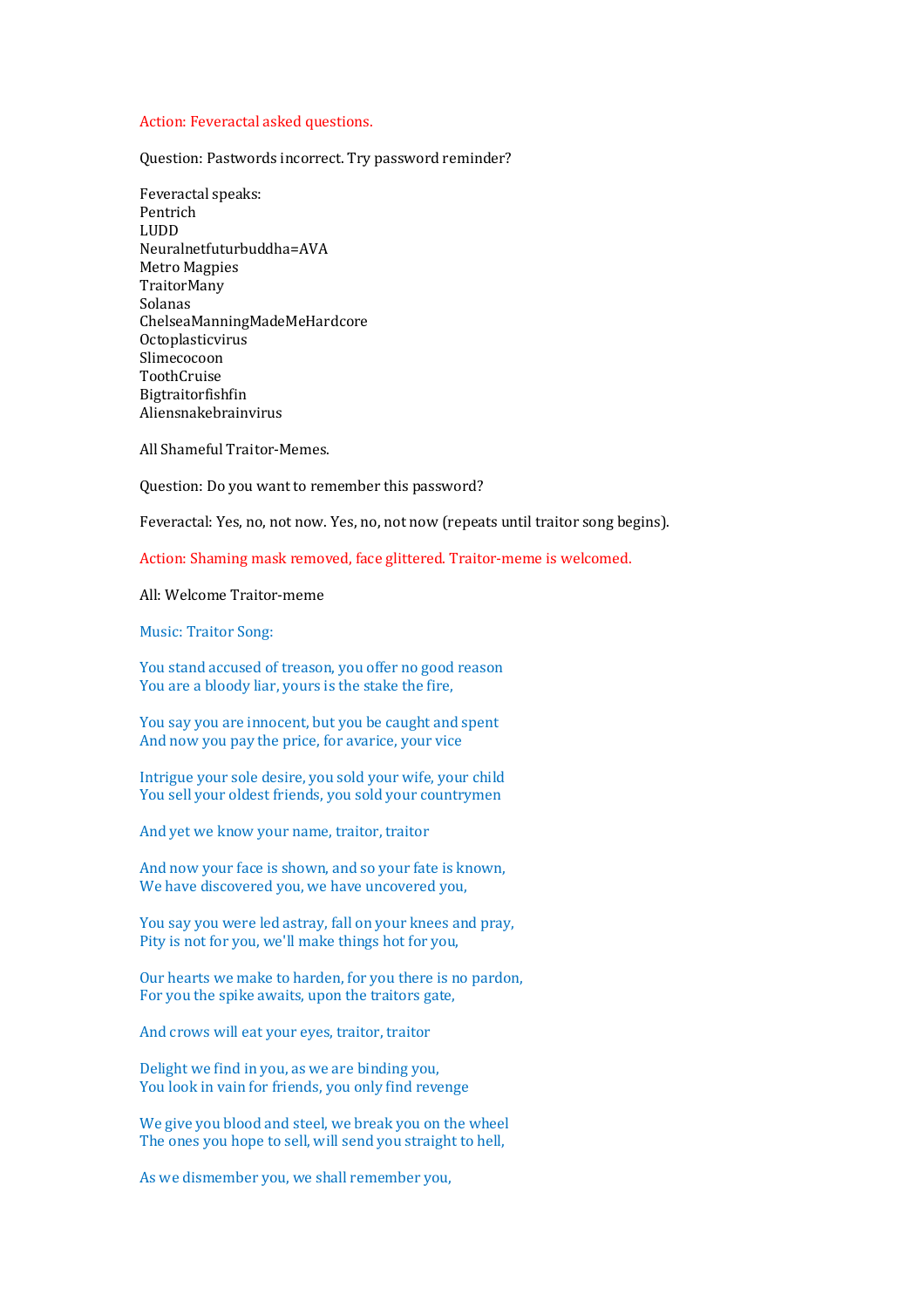Action: Feveractal asked questions.

Question: Pastwords incorrect. Try password reminder?

Feveractal speaks:
Pentrich
LUDD
Neuralnetfuturbuddha=AVA
Metro Magpies
TraitorMany
Solanas
ChelseaManningMadeMeHardcore
Octoplasticvirus
Slimecocoon
ToothCruise
Bigtraitorfishfin
Aliensnakebrainvirus

All Shameful Traitor-Memes.

Question: Do you want to remember this password?

Feveractal: Yes, no, not now. Yes, no, not now (repeats until traitor song begins).

Action: Shaming mask removed, face glittered. Traitor-meme is welcomed.

All: Welcome Traitor-meme

Music: Traitor Song:

You stand accused of treason, you offer no good reason
You are a bloody liar, yours is the stake the fire,

You say you are innocent, but you be caught and spent
And now you pay the price, for avarice, your vice

Intrigue your sole desire, you sold your wife, your child
You sell your oldest friends, you sold your countrymen

And yet we know your name, traitor, traitor

And now your face is shown, and so your fate is known,
We have discovered you, we have uncovered you,

You say you were led astray, fall on your knees and pray,
Pity is not for you, we'll make things hot for you,

Our hearts we make to harden, for you there is no pardon,
For you the spike awaits, upon the traitors gate,

And crows will eat your eyes, traitor, traitor

Delight we find in you, as we are binding you,
You look in vain for friends, you only find revenge

We give you blood and steel, we break you on the wheel
The ones you hope to sell, will send you straight to hell,

As we dismember you, we shall remember you,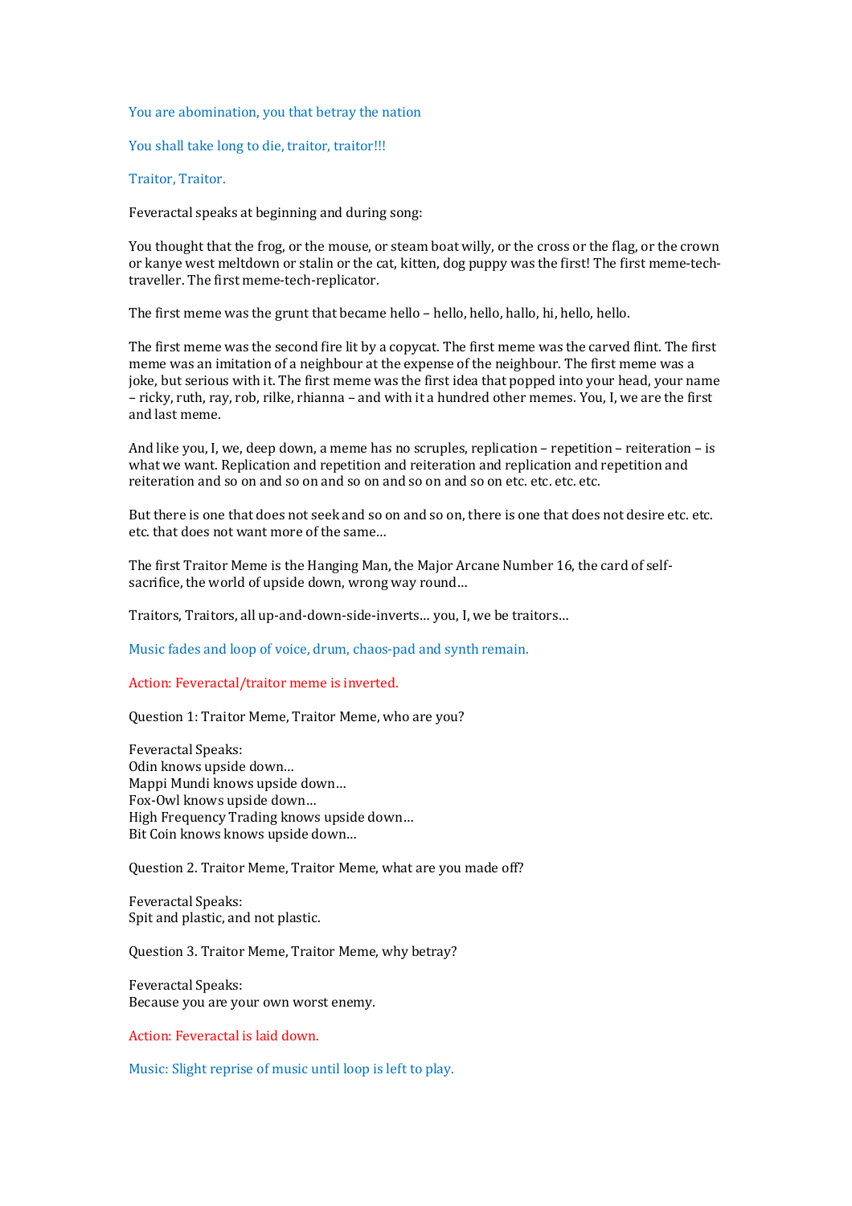You are abomination, you that betray the nation

You shall take long to die, traitor, traitor!!!

Traitor, Traitor.

Feveractal speaks at beginning and during song:

You thought that the frog, or the mouse, or steam boat willy, or the cross or the flag, or the crown or kanye west meltdown or stalin or the cat, kitten, dog puppy was the first! The first meme-tech-traveller. The first meme-tech-replicator.

The first meme was the grunt that became hello – hello, hello, hallo, hi, hello, hello.

The first meme was the second fire lit by a copycat. The first meme was the carved flint. The first meme was an imitation of a neighbour at the expense of the neighbour. The first meme was a joke, but serious with it. The first meme was the first idea that popped into your head, your name – ricky, ruth, ray, rob, rilke, rhianna – and with it a hundred other memes. You, I, we are the first and last meme.

And like you, I, we, deep down, a meme has no scruples, replication – repetition – reiteration – is what we want. Replication and repetition and reiteration and replication and repetition and reiteration and so on and so on and so on and so on and so on etc. etc. etc. etc.

But there is one that does not seek and so on and so on, there is one that does not desire etc. etc. etc. that does not want more of the same…

The first Traitor Meme is the Hanging Man, the Major Arcane Number 16, the card of self-sacrifice, the world of upside down, wrong way round…

Traitors, Traitors, all up-and-down-side-inverts… you, I, we be traitors…

Music fades and loop of voice, drum, chaos-pad and synth remain.

Action: Feveractal/traitor meme is inverted.

Question 1: Traitor Meme, Traitor Meme, who are you?

Feveractal Speaks:  
Odin knows upside down…  
Mappi Mundi knows upside down…  
Fox-Owl knows upside down…  
High Frequency Trading knows upside down…  
Bit Coin knows knows upside down…

Question 2. Traitor Meme, Traitor Meme, what are you made off?

Feveractal Speaks:  
Spit and plastic, and not plastic.

Question 3. Traitor Meme, Traitor Meme, why betray?

Feveractal Speaks:  
Because you are your own worst enemy.

Action: Feveractal is laid down.

Music: Slight reprise of music until loop is left to play.